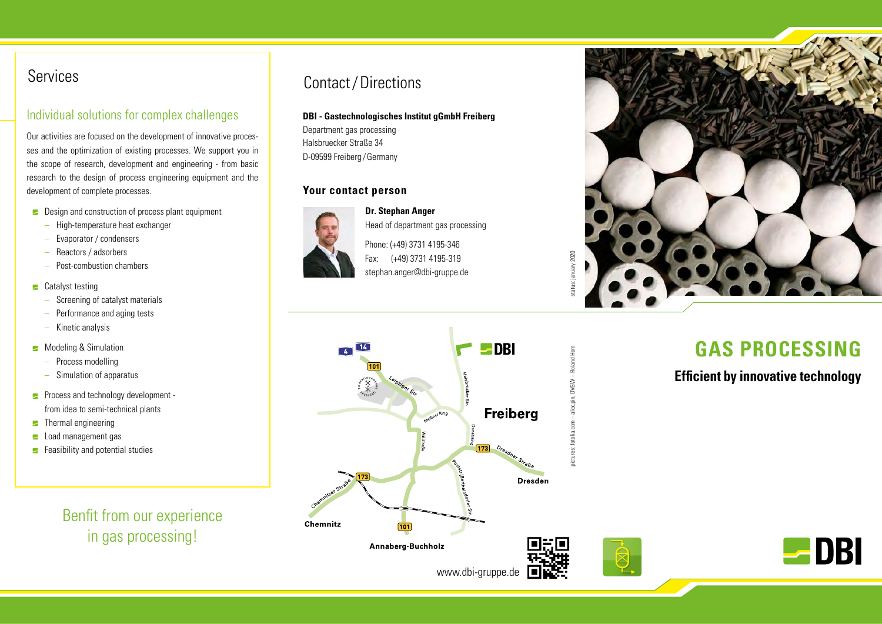## Services

### Individual solutions for complex challenges

Our activities are focused on the development of innovative processes and the optimization of existing processes. We support you in the scope of research, development and engineering - from basic research to the design of process engineering equipment and the development of complete processes.

- Design and construction of process plant equipment
  - High-temperature heat exchanger
  - Evaporator / condensers
  - Reactors / adsorbers
  - Post-combustion chambers
- Catalyst testing
  - Screening of catalyst materials
  - Performance and aging tests
  - Kinetic analysis
- Modeling & Simulation
  - Process modelling
  - Simulation of apparatus
- Process and technology development - from idea to semi-technical plants
- Thermal engineering
- Load management gas
- Feasibility and potential studies

Benfit from our experience in gas processing!

## Contact / Directions

**DBI - Gastechnologisches Institut gGmbH Freiberg**
Department gas processing
Halsbruecker Straße 34
D-09599 Freiberg / Germany

**Your contact person**

**Dr. Stephan Anger**
Head of department gas processing

Phone: (+49) 3731 4195-346
Fax: (+49) 3731 4195-319
stephan.anger@dbi-gruppe.de

www.dbi-gruppe.de

status: january 2020

pictures: fotolia.com – alex.pin, DVGW – Roland Horn

# GAS PROCESSING

**Efficient by innovative technology**

DBI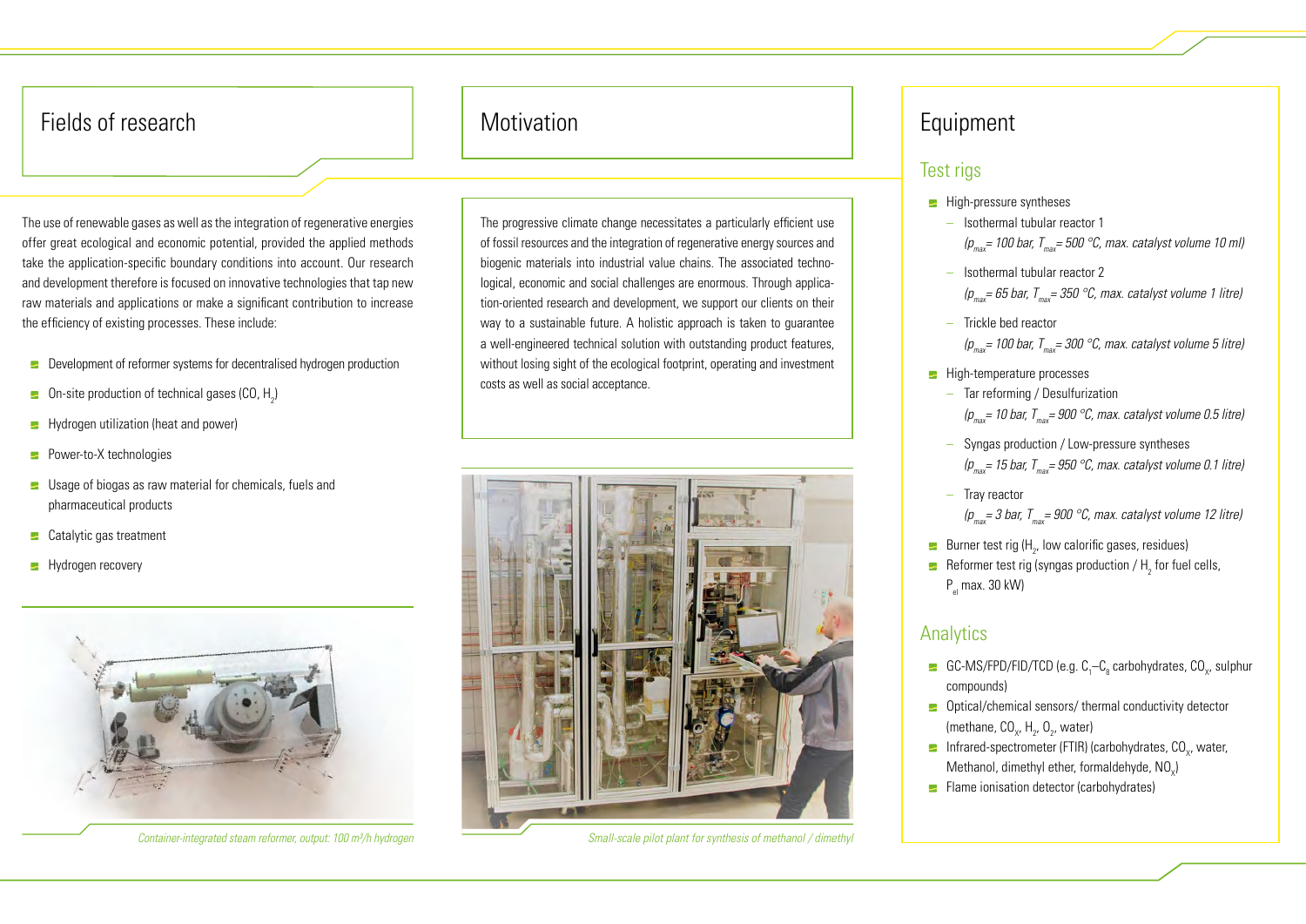## Fields of research

The use of renewable gases as well as the integration of regenerative energies offer great ecological and economic potential, provided the applied methods take the application-specific boundary conditions into account. Our research and development therefore is focused on innovative technologies that tap new raw materials and applications or make a significant contribution to increase the efficiency of existing processes. These include:

- Development of reformer systems for decentralised hydrogen production
- On-site production of technical gases (CO, $H_2$)
- Hydrogen utilization (heat and power)
- Power-to-X technologies
- Usage of biogas as raw material for chemicals, fuels and pharmaceutical products
- Catalytic gas treatment
- Hydrogen recovery

*Container-integrated steam reformer, output: 100 m³/h hydrogen*

## Motivation

The progressive climate change necessitates a particularly efficient use of fossil resources and the integration of regenerative energy sources and biogenic materials into industrial value chains. The associated technological, economic and social challenges are enormous. Through application-oriented research and development, we support our clients on their way to a sustainable future. A holistic approach is taken to guarantee a well-engineered technical solution with outstanding product features, without losing sight of the ecological footprint, operating and investment costs as well as social acceptance.

*Small-scale pilot plant for synthesis of methanol / dimethyl*

## Equipment

### Test rigs

- High-pressure syntheses
  - Isothermal tubular reactor 1
    *($p_{max}$ = 100 bar, $T_{max}$ = 500 °C, max. catalyst volume 10 ml)*
  - Isothermal tubular reactor 2
    *($p_{max}$ = 65 bar, $T_{max}$ = 350 °C, max. catalyst volume 1 litre)*
  - Trickle bed reactor
    *($p_{max}$ = 100 bar, $T_{max}$ = 300 °C, max. catalyst volume 5 litre)*
- High-temperature processes
  - Tar reforming / Desulfurization
    *($p_{max}$ = 10 bar, $T_{max}$ = 900 °C, max. catalyst volume 0.5 litre)*
  - Syngas production / Low-pressure syntheses
    *($p_{max}$ = 15 bar, $T_{max}$ = 950 °C, max. catalyst volume 0.1 litre)*
  - Tray reactor
    *($p_{max}$ = 3 bar, $T_{max}$ = 900 °C, max. catalyst volume 12 litre)*
- Burner test rig ($H_2$, low calorific gases, residues)
- Reformer test rig (syngas production / $H_2$ for fuel cells, $P_{el}$ max. 30 kW)

### Analytics

- GC-MS/FPD/FID/TCD (e.g. $C_1$–$C_8$ carbohydrates, $CO_x$, sulphur compounds)
- Optical/chemical sensors/ thermal conductivity detector (methane, $CO_x$, $H_2$, $O_2$, water)
- Infrared-spectrometer (FTIR) (carbohydrates, $CO_x$, water, Methanol, dimethyl ether, formaldehyde, $NO_x$)
- Flame ionisation detector (carbohydrates)